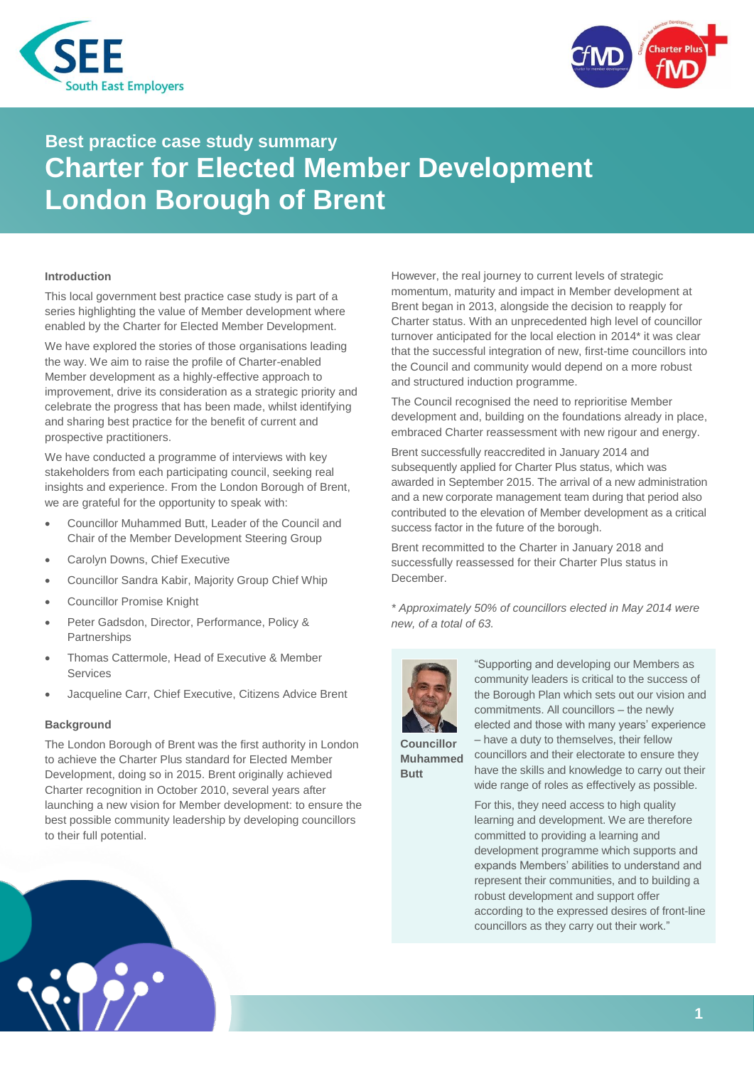SEE South East Employers

# Best practice case study summary

# Charter for Elected Member Development London Borough of Brent

### Introduction

This local government best practice case study is part of a series highlighting the value of Member development where enabled by the Charter for Elected Member Development.

We have explored the stories of those organisations leading the way. We aim to raise the profile of Charter-enabled Member development as a highly-effective approach to improvement, drive its consideration as a strategic priority and celebrate the progress that has been made, whilst identifying and sharing best practice for the benefit of current and prospective practitioners.

We have conducted a programme of interviews with key stakeholders from each participating council, seeking real insights and experience. From the London Borough of Brent, we are grateful for the opportunity to speak with:

- Councillor Muhammed Butt, Leader of the Council and Chair of the Member Development Steering Group
- Carolyn Downs, Chief Executive
- Councillor Sandra Kabir, Majority Group Chief Whip
- Councillor Promise Knight
- Peter Gadsdon, Director, Performance, Policy & Partnerships
- Thomas Cattermole, Head of Executive & Member Services
- Jacqueline Carr, Chief Executive, Citizens Advice Brent

### Background

The London Borough of Brent was the first authority in London to achieve the Charter Plus standard for Elected Member Development, doing so in 2015. Brent originally achieved Charter recognition in October 2010, several years after launching a new vision for Member development: to ensure the best possible community leadership by developing councillors to their full potential.

However, the real journey to current levels of strategic momentum, maturity and impact in Member development at Brent began in 2013, alongside the decision to reapply for Charter status. With an unprecedented high level of councillor turnover anticipated for the local election in 2014* it was clear that the successful integration of new, first-time councillors into the Council and community would depend on a more robust and structured induction programme.

The Council recognised the need to reprioritise Member development and, building on the foundations already in place, embraced Charter reassessment with new rigour and energy.

Brent successfully reaccredited in January 2014 and subsequently applied for Charter Plus status, which was awarded in September 2015. The arrival of a new administration and a new corporate management team during that period also contributed to the elevation of Member development as a critical success factor in the future of the borough.

Brent recommitted to the Charter in January 2018 and successfully reassessed for their Charter Plus status in December.

*\* Approximately 50% of councillors elected in May 2014 were new, of a total of 63.*

**Councillor Muhammed Butt**

"Supporting and developing our Members as community leaders is critical to the success of the Borough Plan which sets out our vision and commitments. All councillors – the newly elected and those with many years' experience – have a duty to themselves, their fellow councillors and their electorate to ensure they have the skills and knowledge to carry out their wide range of roles as effectively as possible.

For this, they need access to high quality learning and development. We are therefore committed to providing a learning and development programme which supports and expands Members' abilities to understand and represent their communities, and to building a robust development and support offer according to the expressed desires of front-line councillors as they carry out their work."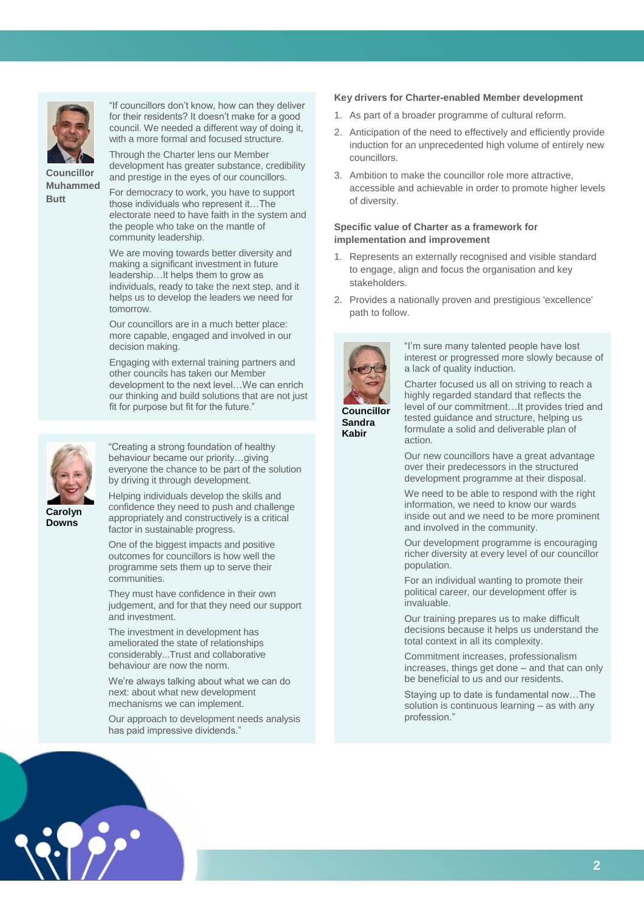**Councillor Muhammed Butt**

"If councillors don't know, how can they deliver for their residents? It doesn't make for a good council. We needed a different way of doing it, with a more formal and focused structure.

Through the Charter lens our Member development has greater substance, credibility and prestige in the eyes of our councillors.

For democracy to work, you have to support those individuals who represent it…The electorate need to have faith in the system and the people who take on the mantle of community leadership.

We are moving towards better diversity and making a significant investment in future leadership…It helps them to grow as individuals, ready to take the next step, and it helps us to develop the leaders we need for tomorrow.

Our councillors are in a much better place: more capable, engaged and involved in our decision making.

Engaging with external training partners and other councils has taken our Member development to the next level…We can enrich our thinking and build solutions that are not just fit for purpose but fit for the future."

**Carolyn Downs**

"Creating a strong foundation of healthy behaviour became our priority…giving everyone the chance to be part of the solution by driving it through development.

Helping individuals develop the skills and confidence they need to push and challenge appropriately and constructively is a critical factor in sustainable progress.

One of the biggest impacts and positive outcomes for councillors is how well the programme sets them up to serve their communities.

They must have confidence in their own judgement, and for that they need our support and investment.

The investment in development has ameliorated the state of relationships considerably...Trust and collaborative behaviour are now the norm.

We're always talking about what we can do next: about what new development mechanisms we can implement.

Our approach to development needs analysis has paid impressive dividends."

**Key drivers for Charter-enabled Member development**

1. As part of a broader programme of cultural reform.
2. Anticipation of the need to effectively and efficiently provide induction for an unprecedented high volume of entirely new councillors.
3. Ambition to make the councillor role more attractive, accessible and achievable in order to promote higher levels of diversity.

**Specific value of Charter as a framework for implementation and improvement**

1. Represents an externally recognised and visible standard to engage, align and focus the organisation and key stakeholders.
2. Provides a nationally proven and prestigious 'excellence' path to follow.

**Councillor Sandra Kabir**

"I'm sure many talented people have lost interest or progressed more slowly because of a lack of quality induction.

Charter focused us all on striving to reach a highly regarded standard that reflects the level of our commitment…It provides tried and tested guidance and structure, helping us formulate a solid and deliverable plan of action.

Our new councillors have a great advantage over their predecessors in the structured development programme at their disposal.

We need to be able to respond with the right information, we need to know our wards inside out and we need to be more prominent and involved in the community.

Our development programme is encouraging richer diversity at every level of our councillor population.

For an individual wanting to promote their political career, our development offer is invaluable.

Our training prepares us to make difficult decisions because it helps us understand the total context in all its complexity.

Commitment increases, professionalism increases, things get done – and that can only be beneficial to us and our residents.

Staying up to date is fundamental now…The solution is continuous learning – as with any profession."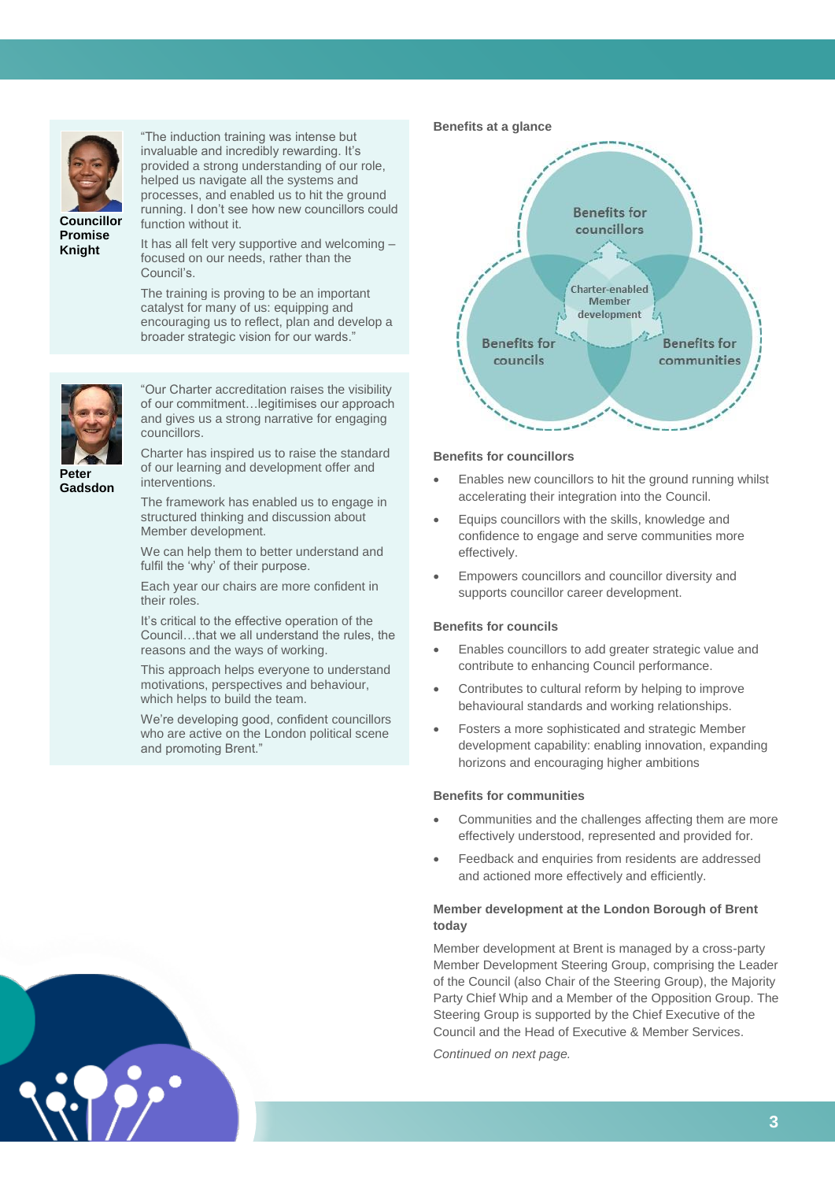**Councillor Promise Knight**

"The induction training was intense but invaluable and incredibly rewarding. It's provided a strong understanding of our role, helped us navigate all the systems and processes, and enabled us to hit the ground running. I don't see how new councillors could function without it.

It has all felt very supportive and welcoming – focused on our needs, rather than the Council's.

The training is proving to be an important catalyst for many of us: equipping and encouraging us to reflect, plan and develop a broader strategic vision for our wards."

**Peter Gadsdon**

"Our Charter accreditation raises the visibility of our commitment…legitimises our approach and gives us a strong narrative for engaging councillors.

Charter has inspired us to raise the standard of our learning and development offer and interventions.

The framework has enabled us to engage in structured thinking and discussion about Member development.

We can help them to better understand and fulfil the 'why' of their purpose.

Each year our chairs are more confident in their roles.

It's critical to the effective operation of the Council…that we all understand the rules, the reasons and the ways of working.

This approach helps everyone to understand motivations, perspectives and behaviour, which helps to build the team.

We're developing good, confident councillors who are active on the London political scene and promoting Brent."

### Benefits at a glance

Benefits for councillors

Charter-enabled Member development

Benefits for councils

Benefits for communities

### Benefits for councillors

- Enables new councillors to hit the ground running whilst accelerating their integration into the Council.
- Equips councillors with the skills, knowledge and confidence to engage and serve communities more effectively.
- Empowers councillors and councillor diversity and supports councillor career development.

### Benefits for councils

- Enables councillors to add greater strategic value and contribute to enhancing Council performance.
- Contributes to cultural reform by helping to improve behavioural standards and working relationships.
- Fosters a more sophisticated and strategic Member development capability: enabling innovation, expanding horizons and encouraging higher ambitions

### Benefits for communities

- Communities and the challenges affecting them are more effectively understood, represented and provided for.
- Feedback and enquiries from residents are addressed and actioned more effectively and efficiently.

### Member development at the London Borough of Brent today

Member development at Brent is managed by a cross-party Member Development Steering Group, comprising the Leader of the Council (also Chair of the Steering Group), the Majority Party Chief Whip and a Member of the Opposition Group. The Steering Group is supported by the Chief Executive of the Council and the Head of Executive & Member Services.

*Continued on next page.*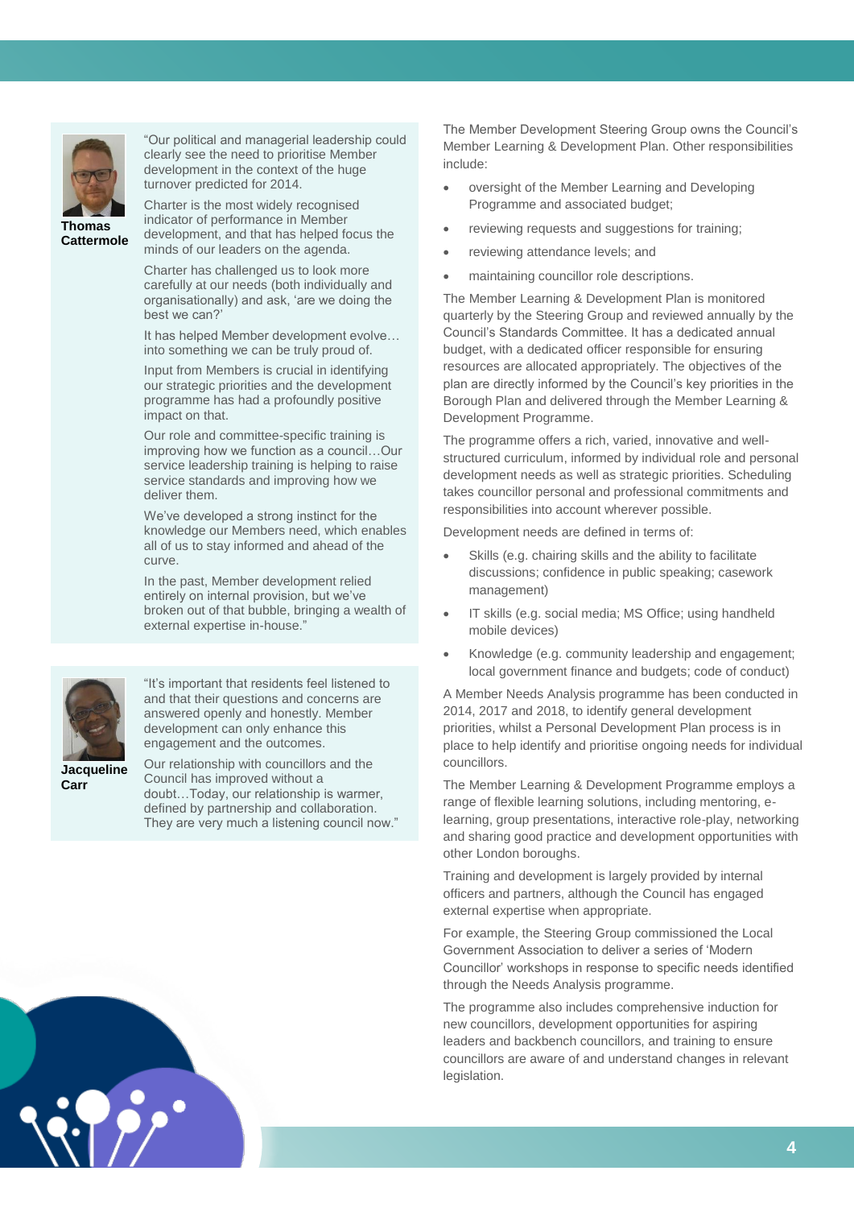**Thomas Cattermole**

"Our political and managerial leadership could clearly see the need to prioritise Member development in the context of the huge turnover predicted for 2014.

Charter is the most widely recognised indicator of performance in Member development, and that has helped focus the minds of our leaders on the agenda.

Charter has challenged us to look more carefully at our needs (both individually and organisationally) and ask, 'are we doing the best we can?'

It has helped Member development evolve… into something we can be truly proud of.

Input from Members is crucial in identifying our strategic priorities and the development programme has had a profoundly positive impact on that.

Our role and committee-specific training is improving how we function as a council…Our service leadership training is helping to raise service standards and improving how we deliver them.

We've developed a strong instinct for the knowledge our Members need, which enables all of us to stay informed and ahead of the curve.

In the past, Member development relied entirely on internal provision, but we've broken out of that bubble, bringing a wealth of external expertise in-house."

**Jacqueline Carr**

"It's important that residents feel listened to and that their questions and concerns are answered openly and honestly. Member development can only enhance this engagement and the outcomes.

Our relationship with councillors and the Council has improved without a doubt…Today, our relationship is warmer, defined by partnership and collaboration. They are very much a listening council now."

The Member Development Steering Group owns the Council's Member Learning & Development Plan. Other responsibilities include:

- oversight of the Member Learning and Developing Programme and associated budget;
- reviewing requests and suggestions for training;
- reviewing attendance levels; and
- maintaining councillor role descriptions.

The Member Learning & Development Plan is monitored quarterly by the Steering Group and reviewed annually by the Council's Standards Committee. It has a dedicated annual budget, with a dedicated officer responsible for ensuring resources are allocated appropriately. The objectives of the plan are directly informed by the Council's key priorities in the Borough Plan and delivered through the Member Learning & Development Programme.

The programme offers a rich, varied, innovative and well-structured curriculum, informed by individual role and personal development needs as well as strategic priorities. Scheduling takes councillor personal and professional commitments and responsibilities into account wherever possible.

Development needs are defined in terms of:

- Skills (e.g. chairing skills and the ability to facilitate discussions; confidence in public speaking; casework management)
- IT skills (e.g. social media; MS Office; using handheld mobile devices)
- Knowledge (e.g. community leadership and engagement; local government finance and budgets; code of conduct)

A Member Needs Analysis programme has been conducted in 2014, 2017 and 2018, to identify general development priorities, whilst a Personal Development Plan process is in place to help identify and prioritise ongoing needs for individual councillors.

The Member Learning & Development Programme employs a range of flexible learning solutions, including mentoring, e-learning, group presentations, interactive role-play, networking and sharing good practice and development opportunities with other London boroughs.

Training and development is largely provided by internal officers and partners, although the Council has engaged external expertise when appropriate.

For example, the Steering Group commissioned the Local Government Association to deliver a series of 'Modern Councillor' workshops in response to specific needs identified through the Needs Analysis programme.

The programme also includes comprehensive induction for new councillors, development opportunities for aspiring leaders and backbench councillors, and training to ensure councillors are aware of and understand changes in relevant legislation.